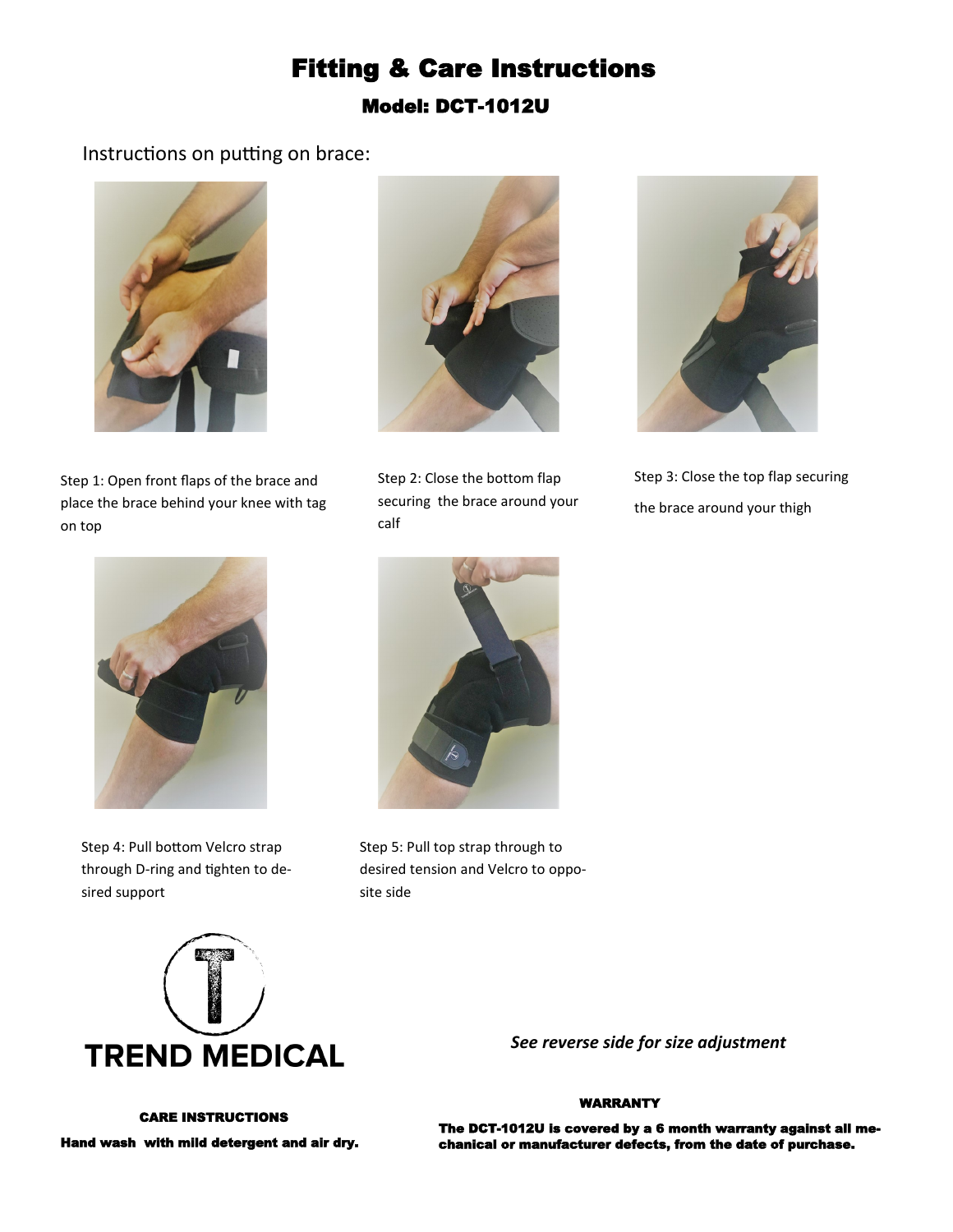# Fitting & Care Instructions

## Model: DCT-1012U

Instructions on putting on brace:

Step 1: Open front flaps of the brace and place the brace behind your knee with tag on top

Step 2: Close the bottom flap securing the brace around your calf

Step 3: Close the top flap securing the brace around your thigh

Step 4: Pull bottom Velcro strap through D-ring and tighten to desired support

Step 5: Pull top strap through to desired tension and Velcro to opposite side

TREND MEDICAL

*See reverse side for size adjustment*

**CARE INSTRUCTIONS**

**Hand wash with mild detergent and air dry.**

**WARRANTY**

**The DCT-1012U is covered by a 6 month warranty against all mechanical or manufacturer defects, from the date of purchase.**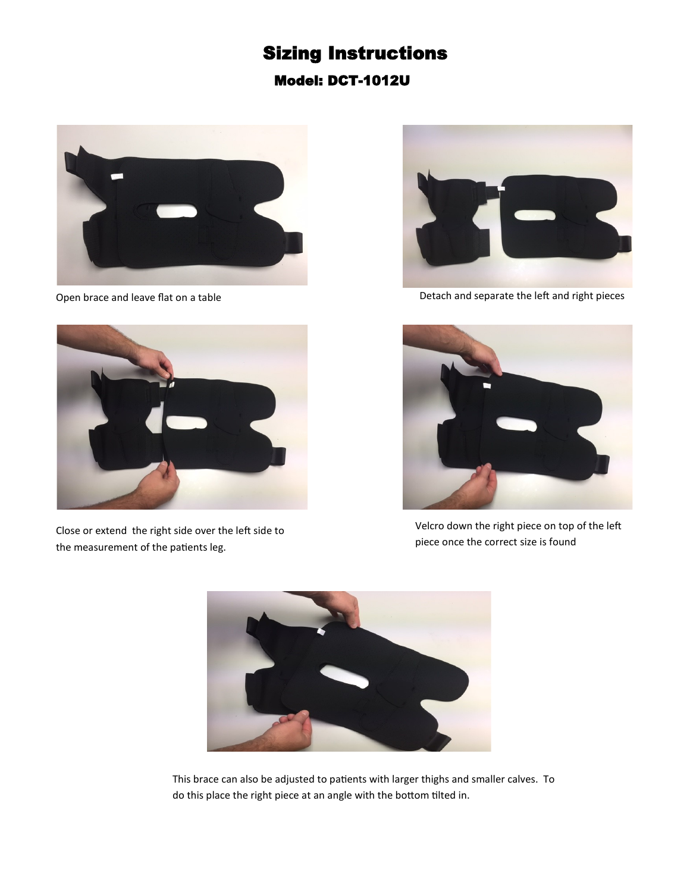# Sizing Instructions

## Model: DCT-1012U

Open brace and leave flat on a table

Detach and separate the left and right pieces

Close or extend the right side over the left side to the measurement of the patients leg.

Velcro down the right piece on top of the left piece once the correct size is found

This brace can also be adjusted to patients with larger thighs and smaller calves. To do this place the right piece at an angle with the bottom tilted in.